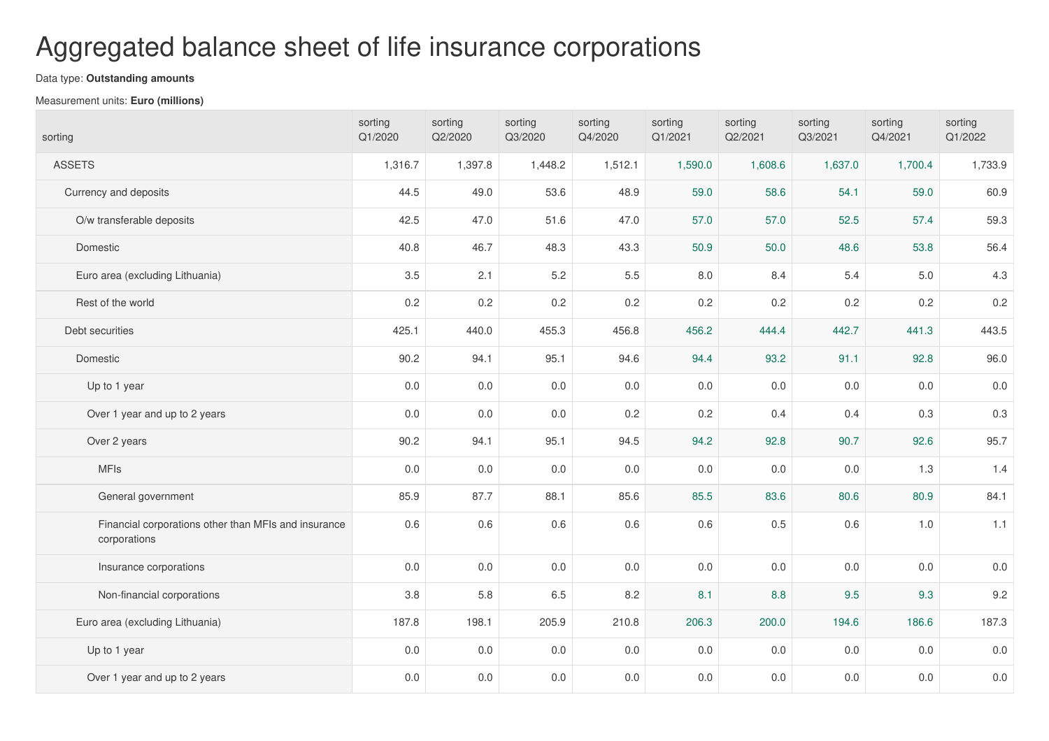# Aggregated balance sheet of life insurance corporations

Data type: **Outstanding amounts**

Measurement units: **Euro (millions)**

| sorting | sorting Q1/2020 | sorting Q2/2020 | sorting Q3/2020 | sorting Q4/2020 | sorting Q1/2021 | sorting Q2/2021 | sorting Q3/2021 | sorting Q4/2021 | sorting Q1/2022 |
|---|---|---|---|---|---|---|---|---|---|
| ASSETS | 1,316.7 | 1,397.8 | 1,448.2 | 1,512.1 | 1,590.0 | 1,608.6 | 1,637.0 | 1,700.4 | 1,733.9 |
| Currency and deposits | 44.5 | 49.0 | 53.6 | 48.9 | 59.0 | 58.6 | 54.1 | 59.0 | 60.9 |
| O/w transferable deposits | 42.5 | 47.0 | 51.6 | 47.0 | 57.0 | 57.0 | 52.5 | 57.4 | 59.3 |
| Domestic | 40.8 | 46.7 | 48.3 | 43.3 | 50.9 | 50.0 | 48.6 | 53.8 | 56.4 |
| Euro area (excluding Lithuania) | 3.5 | 2.1 | 5.2 | 5.5 | 8.0 | 8.4 | 5.4 | 5.0 | 4.3 |
| Rest of the world | 0.2 | 0.2 | 0.2 | 0.2 | 0.2 | 0.2 | 0.2 | 0.2 | 0.2 |
| Debt securities | 425.1 | 440.0 | 455.3 | 456.8 | 456.2 | 444.4 | 442.7 | 441.3 | 443.5 |
| Domestic | 90.2 | 94.1 | 95.1 | 94.6 | 94.4 | 93.2 | 91.1 | 92.8 | 96.0 |
| Up to 1 year | 0.0 | 0.0 | 0.0 | 0.0 | 0.0 | 0.0 | 0.0 | 0.0 | 0.0 |
| Over 1 year and up to 2 years | 0.0 | 0.0 | 0.0 | 0.2 | 0.2 | 0.4 | 0.4 | 0.3 | 0.3 |
| Over 2 years | 90.2 | 94.1 | 95.1 | 94.5 | 94.2 | 92.8 | 90.7 | 92.6 | 95.7 |
| MFIs | 0.0 | 0.0 | 0.0 | 0.0 | 0.0 | 0.0 | 0.0 | 1.3 | 1.4 |
| General government | 85.9 | 87.7 | 88.1 | 85.6 | 85.5 | 83.6 | 80.6 | 80.9 | 84.1 |
| Financial corporations other than MFIs and insurance corporations | 0.6 | 0.6 | 0.6 | 0.6 | 0.6 | 0.5 | 0.6 | 1.0 | 1.1 |
| Insurance corporations | 0.0 | 0.0 | 0.0 | 0.0 | 0.0 | 0.0 | 0.0 | 0.0 | 0.0 |
| Non-financial corporations | 3.8 | 5.8 | 6.5 | 8.2 | 8.1 | 8.8 | 9.5 | 9.3 | 9.2 |
| Euro area (excluding Lithuania) | 187.8 | 198.1 | 205.9 | 210.8 | 206.3 | 200.0 | 194.6 | 186.6 | 187.3 |
| Up to 1 year | 0.0 | 0.0 | 0.0 | 0.0 | 0.0 | 0.0 | 0.0 | 0.0 | 0.0 |
| Over 1 year and up to 2 years | 0.0 | 0.0 | 0.0 | 0.0 | 0.0 | 0.0 | 0.0 | 0.0 | 0.0 |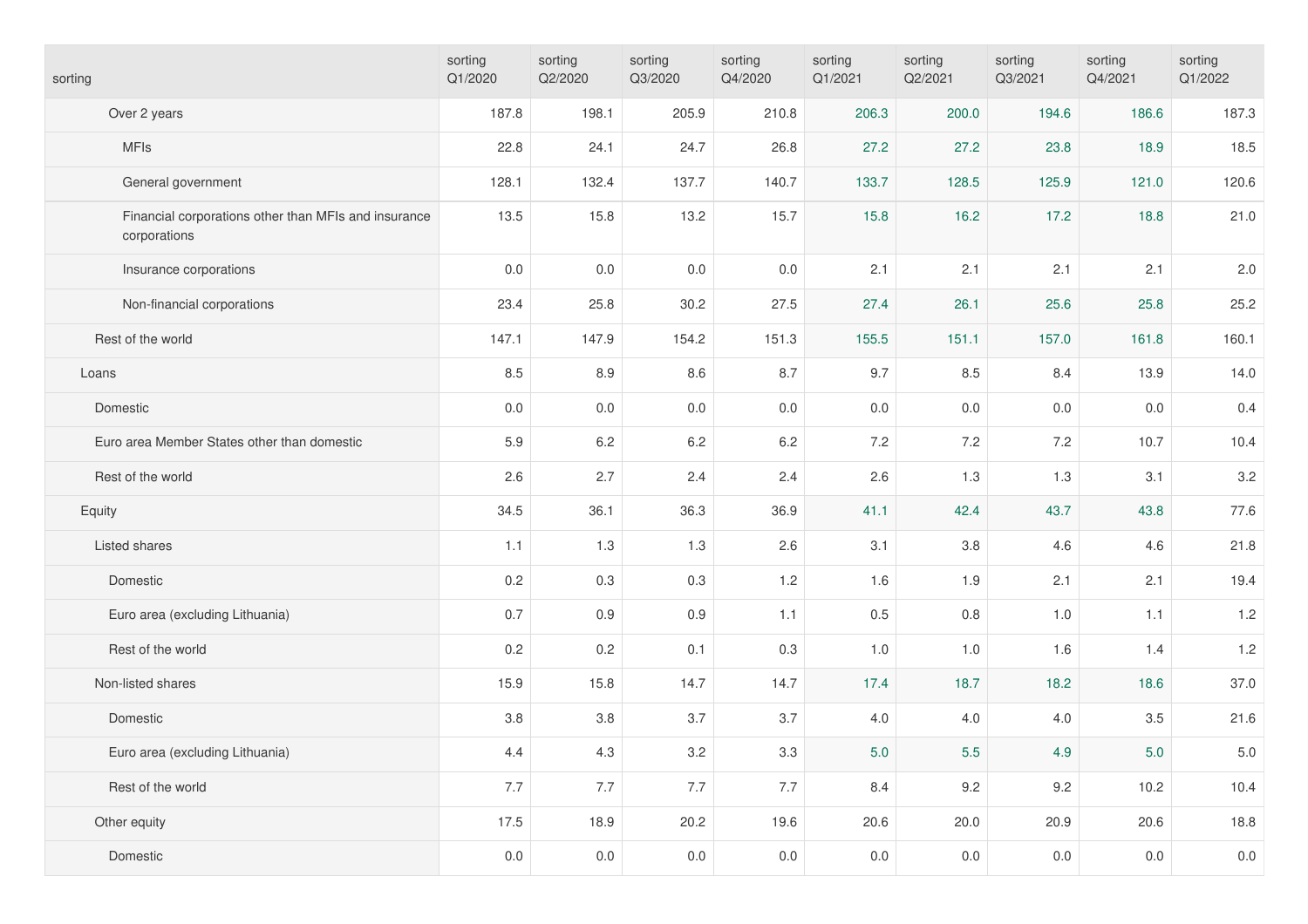| sorting | sorting Q1/2020 | sorting Q2/2020 | sorting Q3/2020 | sorting Q4/2020 | sorting Q1/2021 | sorting Q2/2021 | sorting Q3/2021 | sorting Q4/2021 | sorting Q1/2022 |
|---|---|---|---|---|---|---|---|---|---|
| Over 2 years | 187.8 | 198.1 | 205.9 | 210.8 | 206.3 | 200.0 | 194.6 | 186.6 | 187.3 |
| MFIs | 22.8 | 24.1 | 24.7 | 26.8 | 27.2 | 27.2 | 23.8 | 18.9 | 18.5 |
| General government | 128.1 | 132.4 | 137.7 | 140.7 | 133.7 | 128.5 | 125.9 | 121.0 | 120.6 |
| Financial corporations other than MFIs and insurance corporations | 13.5 | 15.8 | 13.2 | 15.7 | 15.8 | 16.2 | 17.2 | 18.8 | 21.0 |
| Insurance corporations | 0.0 | 0.0 | 0.0 | 0.0 | 2.1 | 2.1 | 2.1 | 2.1 | 2.0 |
| Non-financial corporations | 23.4 | 25.8 | 30.2 | 27.5 | 27.4 | 26.1 | 25.6 | 25.8 | 25.2 |
| Rest of the world | 147.1 | 147.9 | 154.2 | 151.3 | 155.5 | 151.1 | 157.0 | 161.8 | 160.1 |
| Loans | 8.5 | 8.9 | 8.6 | 8.7 | 9.7 | 8.5 | 8.4 | 13.9 | 14.0 |
| Domestic | 0.0 | 0.0 | 0.0 | 0.0 | 0.0 | 0.0 | 0.0 | 0.0 | 0.4 |
| Euro area Member States other than domestic | 5.9 | 6.2 | 6.2 | 6.2 | 7.2 | 7.2 | 7.2 | 10.7 | 10.4 |
| Rest of the world | 2.6 | 2.7 | 2.4 | 2.4 | 2.6 | 1.3 | 1.3 | 3.1 | 3.2 |
| Equity | 34.5 | 36.1 | 36.3 | 36.9 | 41.1 | 42.4 | 43.7 | 43.8 | 77.6 |
| Listed shares | 1.1 | 1.3 | 1.3 | 2.6 | 3.1 | 3.8 | 4.6 | 4.6 | 21.8 |
| Domestic | 0.2 | 0.3 | 0.3 | 1.2 | 1.6 | 1.9 | 2.1 | 2.1 | 19.4 |
| Euro area (excluding Lithuania) | 0.7 | 0.9 | 0.9 | 1.1 | 0.5 | 0.8 | 1.0 | 1.1 | 1.2 |
| Rest of the world | 0.2 | 0.2 | 0.1 | 0.3 | 1.0 | 1.0 | 1.6 | 1.4 | 1.2 |
| Non-listed shares | 15.9 | 15.8 | 14.7 | 14.7 | 17.4 | 18.7 | 18.2 | 18.6 | 37.0 |
| Domestic | 3.8 | 3.8 | 3.7 | 3.7 | 4.0 | 4.0 | 4.0 | 3.5 | 21.6 |
| Euro area (excluding Lithuania) | 4.4 | 4.3 | 3.2 | 3.3 | 5.0 | 5.5 | 4.9 | 5.0 | 5.0 |
| Rest of the world | 7.7 | 7.7 | 7.7 | 7.7 | 8.4 | 9.2 | 9.2 | 10.2 | 10.4 |
| Other equity | 17.5 | 18.9 | 20.2 | 19.6 | 20.6 | 20.0 | 20.9 | 20.6 | 18.8 |
| Domestic | 0.0 | 0.0 | 0.0 | 0.0 | 0.0 | 0.0 | 0.0 | 0.0 | 0.0 |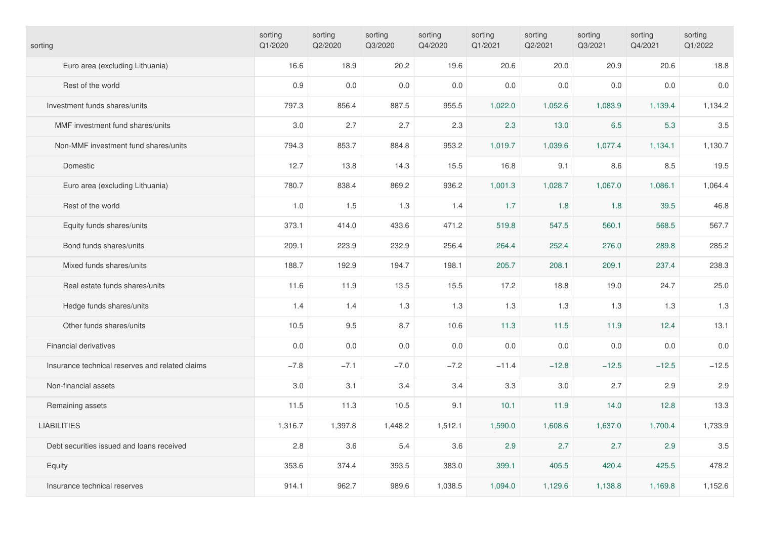| sorting | sorting Q1/2020 | sorting Q2/2020 | sorting Q3/2020 | sorting Q4/2020 | sorting Q1/2021 | sorting Q2/2021 | sorting Q3/2021 | sorting Q4/2021 | sorting Q1/2022 |
|---|---|---|---|---|---|---|---|---|---|
| Euro area (excluding Lithuania) | 16.6 | 18.9 | 20.2 | 19.6 | 20.6 | 20.0 | 20.9 | 20.6 | 18.8 |
| Rest of the world | 0.9 | 0.0 | 0.0 | 0.0 | 0.0 | 0.0 | 0.0 | 0.0 | 0.0 |
| Investment funds shares/units | 797.3 | 856.4 | 887.5 | 955.5 | 1,022.0 | 1,052.6 | 1,083.9 | 1,139.4 | 1,134.2 |
| MMF investment fund shares/units | 3.0 | 2.7 | 2.7 | 2.3 | 2.3 | 13.0 | 6.5 | 5.3 | 3.5 |
| Non-MMF investment fund shares/units | 794.3 | 853.7 | 884.8 | 953.2 | 1,019.7 | 1,039.6 | 1,077.4 | 1,134.1 | 1,130.7 |
| Domestic | 12.7 | 13.8 | 14.3 | 15.5 | 16.8 | 9.1 | 8.6 | 8.5 | 19.5 |
| Euro area (excluding Lithuania) | 780.7 | 838.4 | 869.2 | 936.2 | 1,001.3 | 1,028.7 | 1,067.0 | 1,086.1 | 1,064.4 |
| Rest of the world | 1.0 | 1.5 | 1.3 | 1.4 | 1.7 | 1.8 | 1.8 | 39.5 | 46.8 |
| Equity funds shares/units | 373.1 | 414.0 | 433.6 | 471.2 | 519.8 | 547.5 | 560.1 | 568.5 | 567.7 |
| Bond funds shares/units | 209.1 | 223.9 | 232.9 | 256.4 | 264.4 | 252.4 | 276.0 | 289.8 | 285.2 |
| Mixed funds shares/units | 188.7 | 192.9 | 194.7 | 198.1 | 205.7 | 208.1 | 209.1 | 237.4 | 238.3 |
| Real estate funds shares/units | 11.6 | 11.9 | 13.5 | 15.5 | 17.2 | 18.8 | 19.0 | 24.7 | 25.0 |
| Hedge funds shares/units | 1.4 | 1.4 | 1.3 | 1.3 | 1.3 | 1.3 | 1.3 | 1.3 | 1.3 |
| Other funds shares/units | 10.5 | 9.5 | 8.7 | 10.6 | 11.3 | 11.5 | 11.9 | 12.4 | 13.1 |
| Financial derivatives | 0.0 | 0.0 | 0.0 | 0.0 | 0.0 | 0.0 | 0.0 | 0.0 | 0.0 |
| Insurance technical reserves and related claims | −7.8 | −7.1 | −7.0 | −7.2 | −11.4 | −12.8 | −12.5 | −12.5 | −12.5 |
| Non-financial assets | 3.0 | 3.1 | 3.4 | 3.4 | 3.3 | 3.0 | 2.7 | 2.9 | 2.9 |
| Remaining assets | 11.5 | 11.3 | 10.5 | 9.1 | 10.1 | 11.9 | 14.0 | 12.8 | 13.3 |
| LIABILITIES | 1,316.7 | 1,397.8 | 1,448.2 | 1,512.1 | 1,590.0 | 1,608.6 | 1,637.0 | 1,700.4 | 1,733.9 |
| Debt securities issued and loans received | 2.8 | 3.6 | 5.4 | 3.6 | 2.9 | 2.7 | 2.7 | 2.9 | 3.5 |
| Equity | 353.6 | 374.4 | 393.5 | 383.0 | 399.1 | 405.5 | 420.4 | 425.5 | 478.2 |
| Insurance technical reserves | 914.1 | 962.7 | 989.6 | 1,038.5 | 1,094.0 | 1,129.6 | 1,138.8 | 1,169.8 | 1,152.6 |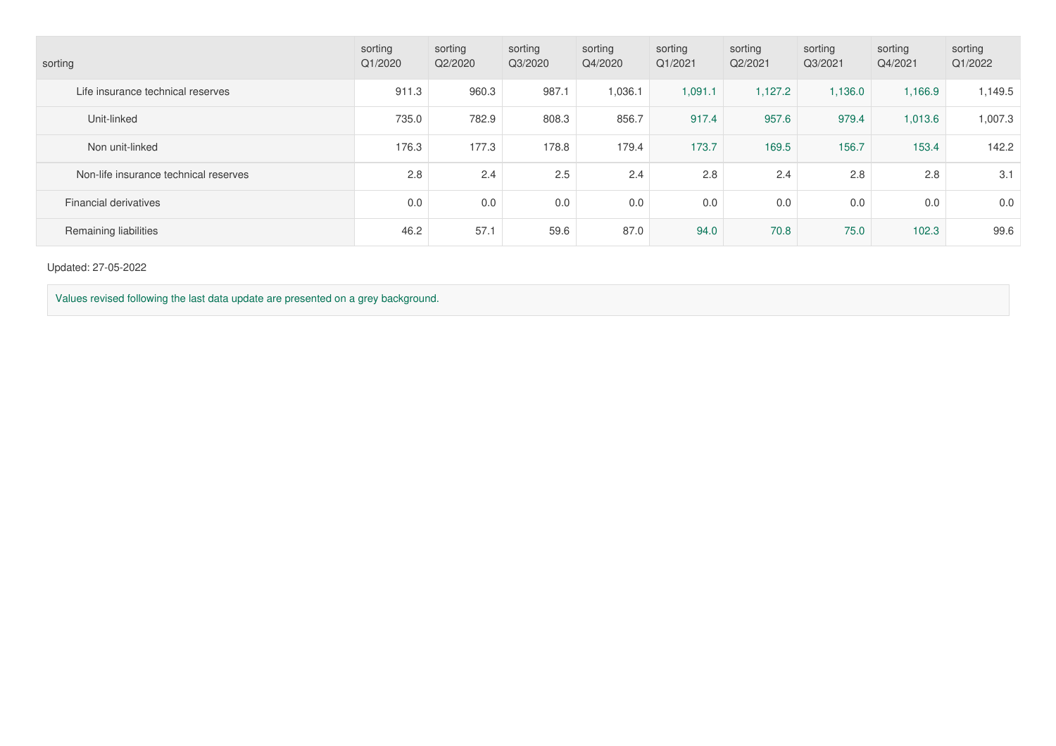| sorting | sorting Q1/2020 | sorting Q2/2020 | sorting Q3/2020 | sorting Q4/2020 | sorting Q1/2021 | sorting Q2/2021 | sorting Q3/2021 | sorting Q4/2021 | sorting Q1/2022 |
|---|---|---|---|---|---|---|---|---|---|
| Life insurance technical reserves | 911.3 | 960.3 | 987.1 | 1,036.1 | 1,091.1 | 1,127.2 | 1,136.0 | 1,166.9 | 1,149.5 |
| Unit-linked | 735.0 | 782.9 | 808.3 | 856.7 | 917.4 | 957.6 | 979.4 | 1,013.6 | 1,007.3 |
| Non unit-linked | 176.3 | 177.3 | 178.8 | 179.4 | 173.7 | 169.5 | 156.7 | 153.4 | 142.2 |
| Non-life insurance technical reserves | 2.8 | 2.4 | 2.5 | 2.4 | 2.8 | 2.4 | 2.8 | 2.8 | 3.1 |
| Financial derivatives | 0.0 | 0.0 | 0.0 | 0.0 | 0.0 | 0.0 | 0.0 | 0.0 | 0.0 |
| Remaining liabilities | 46.2 | 57.1 | 59.6 | 87.0 | 94.0 | 70.8 | 75.0 | 102.3 | 99.6 |

Updated: 27-05-2022

Values revised following the last data update are presented on a grey background.